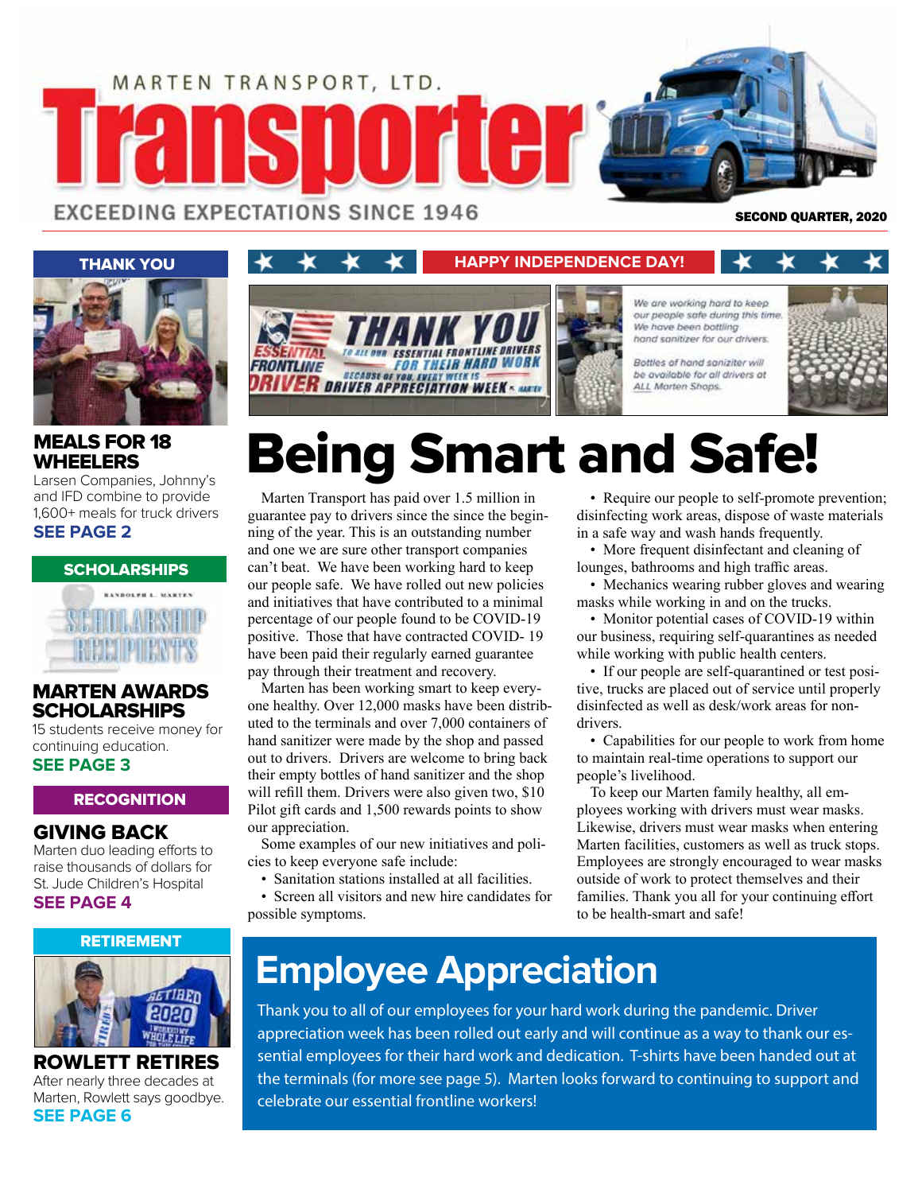MARTEN TRANSPORT, LTD.

# Transporter

EXCEEDING EXPECTATIONS SINCE 1946

SECOND QUARTER, 2020

**THANK YOU**

## MEALS FOR 18 WHEELERS

Larsen Companies, Johnny's and IFD combine to provide 1,600+ meals for truck drivers

**SEE PAGE 2**

**SCHOLARSHIPS**

## MARTEN AWARDS SCHOLARSHIPS

15 students receive money for continuing education.

**SEE PAGE 3**

**RECOGNITION**

## GIVING BACK

Marten duo leading efforts to raise thousands of dollars for St. Jude Children's Hospital

**SEE PAGE 4**

**RETIREMENT**

## ROWLETT RETIRES

After nearly three decades at Marten, Rowlett says goodbye.

**SEE PAGE 6**

**HAPPY INDEPENDENCE DAY!**

THANK YOU ESSENTIAL FRONTLINE DRIVER — TO ALL OUR ESSENTIAL FRONTLINE DRIVERS FOR THEIR HARD WORK BECAUSE OF YOU, EVERY WEEK IS DRIVER APPRECIATION WEEK

*We are working hard to keep our people safe during this time. We have been bottling hand sanitizer for our drivers.*

*Bottles of hand sanitizer will be available for all drivers at ALL Marten Shops.*

# Being Smart and Safe!

Marten Transport has paid over 1.5 million in guarantee pay to drivers since the since the beginning of the year. This is an outstanding number and one we are sure other transport companies can't beat. We have been working hard to keep our people safe. We have rolled out new policies and initiatives that have contributed to a minimal percentage of our people found to be COVID-19 positive. Those that have contracted COVID- 19 have been paid their regularly earned guarantee pay through their treatment and recovery.

Marten has been working smart to keep everyone healthy. Over 12,000 masks have been distributed to the terminals and over 7,000 containers of hand sanitizer were made by the shop and passed out to drivers. Drivers are welcome to bring back their empty bottles of hand sanitizer and the shop will refill them. Drivers were also given two, $10 Pilot gift cards and 1,500 rewards points to show our appreciation.

Some examples of our new initiatives and policies to keep everyone safe include:

- Sanitation stations installed at all facilities.
- Screen all visitors and new hire candidates for possible symptoms.
- Require our people to self-promote prevention; disinfecting work areas, dispose of waste materials in a safe way and wash hands frequently.
- More frequent disinfectant and cleaning of lounges, bathrooms and high traffic areas.
- Mechanics wearing rubber gloves and wearing masks while working in and on the trucks.
- Monitor potential cases of COVID-19 within our business, requiring self-quarantines as needed while working with public health centers.
- If our people are self-quarantined or test positive, trucks are placed out of service until properly disinfected as well as desk/work areas for non-drivers.
- Capabilities for our people to work from home to maintain real-time operations to support our people's livelihood.

To keep our Marten family healthy, all employees working with drivers must wear masks. Likewise, drivers must wear masks when entering Marten facilities, customers as well as truck stops. Employees are strongly encouraged to wear masks outside of work to protect themselves and their families. Thank you all for your continuing effort to be health-smart and safe!

## Employee Appreciation

Thank you to all of our employees for your hard work during the pandemic. Driver appreciation week has been rolled out early and will continue as a way to thank our essential employees for their hard work and dedication. T-shirts have been handed out at the terminals (for more see page 5). Marten looks forward to continuing to support and celebrate our essential frontline workers!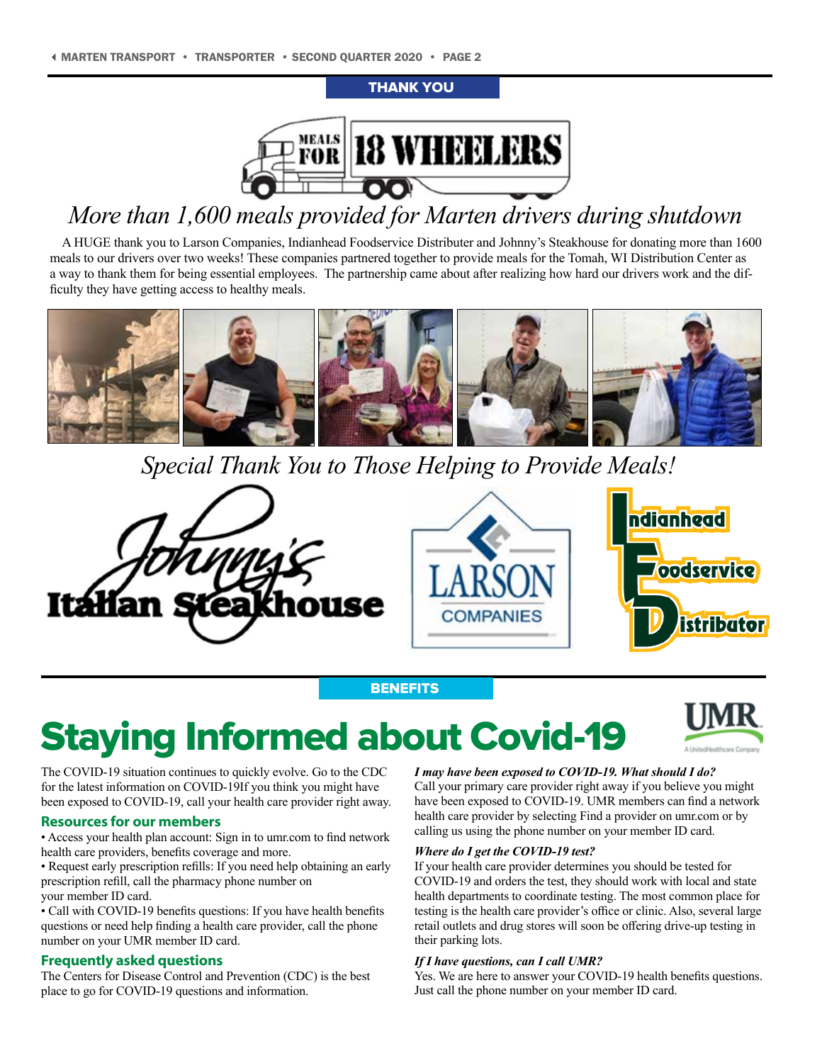THANK YOU

MEALS FOR 18 WHEELERS

# *More than 1,600 meals provided for Marten drivers during shutdown*

A HUGE thank you to Larson Companies, Indianhead Foodservice Distributer and Johnny's Steakhouse for donating more than 1600 meals to our drivers over two weeks! These companies partnered together to provide meals for the Tomah, WI Distribution Center as a way to thank them for being essential employees. The partnership came about after realizing how hard our drivers work and the difficulty they have getting access to healthy meals.

*Special Thank You to Those Helping to Provide Meals!*

Johnny's Italian Steakhouse

LARSON COMPANIES

Indianhead Foodservice Distributor

BENEFITS

# Staying Informed about Covid-19

UMR
A UnitedHealthcare Company

The COVID-19 situation continues to quickly evolve. Go to the CDC for the latest information on COVID-19If you think you might have been exposed to COVID-19, call your health care provider right away.

### Resources for our members

- Access your health plan account: Sign in to umr.com to find network health care providers, benefits coverage and more.
- Request early prescription refills: If you need help obtaining an early prescription refill, call the pharmacy phone number on your member ID card.
- Call with COVID-19 benefits questions: If you have health benefits questions or need help finding a health care provider, call the phone number on your UMR member ID card.

### Frequently asked questions

The Centers for Disease Control and Prevention (CDC) is the best place to go for COVID-19 questions and information.

***I may have been exposed to COVID-19. What should I do?***
Call your primary care provider right away if you believe you might have been exposed to COVID-19. UMR members can find a network health care provider by selecting Find a provider on umr.com or by calling us using the phone number on your member ID card.

***Where do I get the COVID-19 test?***
If your health care provider determines you should be tested for COVID-19 and orders the test, they should work with local and state health departments to coordinate testing. The most common place for testing is the health care provider's office or clinic. Also, several large retail outlets and drug stores will soon be offering drive-up testing in their parking lots.

***If I have questions, can I call UMR?***
Yes. We are here to answer your COVID-19 health benefits questions. Just call the phone number on your member ID card.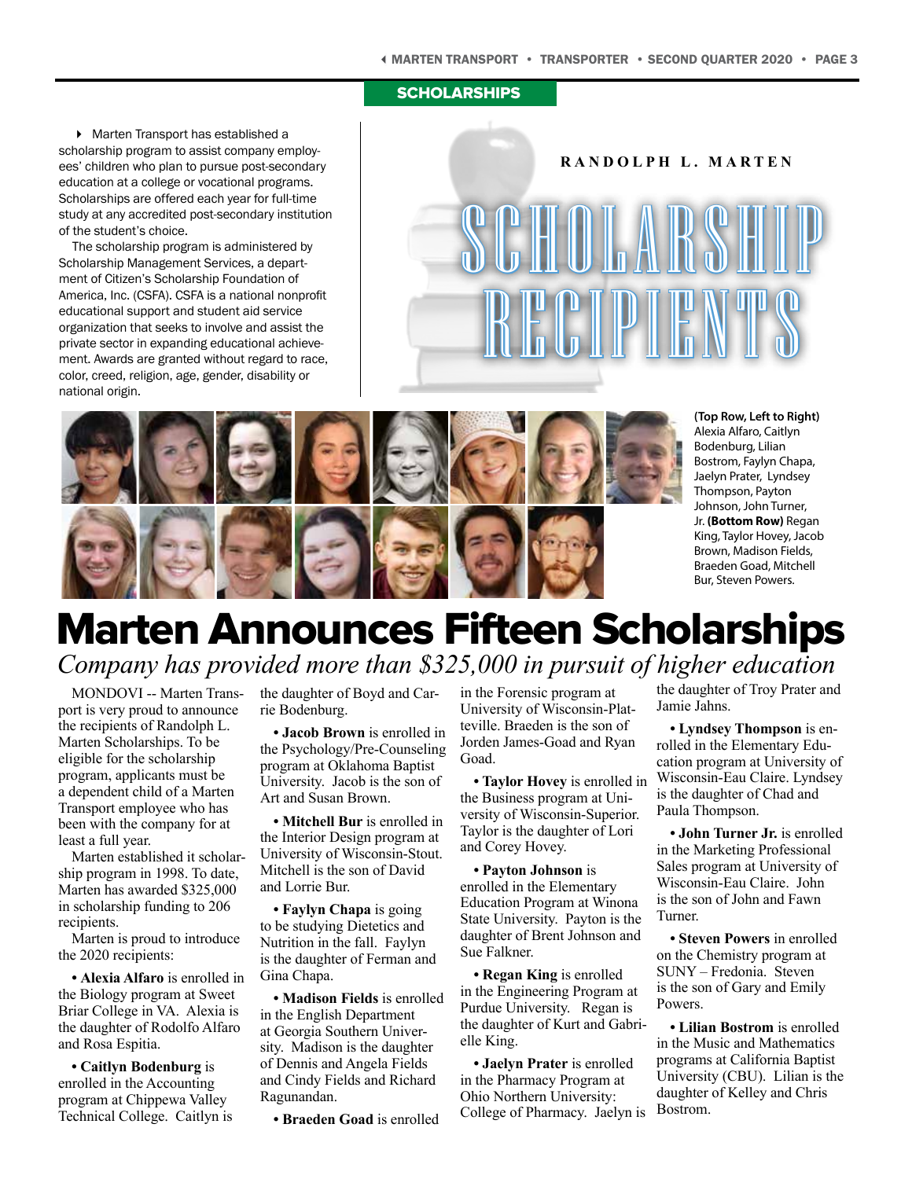## SCHOLARSHIPS

Marten Transport has established a scholarship program to assist company employees' children who plan to pursue post-secondary education at a college or vocational programs. Scholarships are offered each year for full-time study at any accredited post-secondary institution of the student's choice.

The scholarship program is administered by Scholarship Management Services, a department of Citizen's Scholarship Foundation of America, Inc. (CSFA). CSFA is a national nonprofit educational support and student aid service organization that seeks to involve and assist the private sector in expanding educational achievement. Awards are granted without regard to race, color, creed, religion, age, gender, disability or national origin.

**RANDOLPH L. MARTEN**

# SCHOLARSHIP RECIPIENTS

**(Top Row, Left to Right)** Alexia Alfaro, Caitlyn Bodenburg, Lilian Bostrom, Faylyn Chapa, Jaelyn Prater, Lyndsey Thompson, Payton Johnson, John Turner, Jr. **(Bottom Row)** Regan King, Taylor Hovey, Jacob Brown, Madison Fields, Braeden Goad, Mitchell Bur, Steven Powers.

# Marten Announces Fifteen Scholarships

*Company has provided more than $325,000 in pursuit of higher education*

MONDOVI -- Marten Transport is very proud to announce the recipients of Randolph L. Marten Scholarships. To be eligible for the scholarship program, applicants must be a dependent child of a Marten Transport employee who has been with the company for at least a full year.

Marten established it scholarship program in 1998. To date, Marten has awarded $325,000 in scholarship funding to 206 recipients.

Marten is proud to introduce the 2020 recipients:

• **Alexia Alfaro** is enrolled in the Biology program at Sweet Briar College in VA. Alexia is the daughter of Rodolfo Alfaro and Rosa Espitia.

• **Caitlyn Bodenburg** is enrolled in the Accounting program at Chippewa Valley Technical College. Caitlyn is the daughter of Boyd and Carrie Bodenburg.

• **Jacob Brown** is enrolled in the Psychology/Pre-Counseling program at Oklahoma Baptist University. Jacob is the son of Art and Susan Brown.

• **Mitchell Bur** is enrolled in the Interior Design program at University of Wisconsin-Stout. Mitchell is the son of David and Lorrie Bur.

• **Faylyn Chapa** is going to be studying Dietetics and Nutrition in the fall. Faylyn is the daughter of Ferman and Gina Chapa.

• **Madison Fields** is enrolled in the English Department at Georgia Southern University. Madison is the daughter of Dennis and Angela Fields and Cindy Fields and Richard Ragunandan.

• **Braeden Goad** is enrolled in the Forensic program at University of Wisconsin-Platteville. Braeden is the son of Jorden James-Goad and Ryan Goad.

• **Taylor Hovey** is enrolled in the Business program at University of Wisconsin-Superior. Taylor is the daughter of Lori and Corey Hovey.

• **Payton Johnson** is enrolled in the Elementary Education Program at Winona State University. Payton is the daughter of Brent Johnson and Sue Falkner.

• **Regan King** is enrolled in the Engineering Program at Purdue University. Regan is the daughter of Kurt and Gabrielle King.

• **Jaelyn Prater** is enrolled in the Pharmacy Program at Ohio Northern University: College of Pharmacy. Jaelyn is the daughter of Troy Prater and Jamie Jahns.

• **Lyndsey Thompson** is enrolled in the Elementary Education program at University of Wisconsin-Eau Claire. Lyndsey is the daughter of Chad and Paula Thompson.

• **John Turner Jr.** is enrolled in the Marketing Professional Sales program at University of Wisconsin-Eau Claire. John is the son of John and Fawn Turner.

• **Steven Powers** in enrolled on the Chemistry program at SUNY – Fredonia. Steven is the son of Gary and Emily Powers.

• **Lilian Bostrom** is enrolled in the Music and Mathematics programs at California Baptist University (CBU). Lilian is the daughter of Kelley and Chris Bostrom.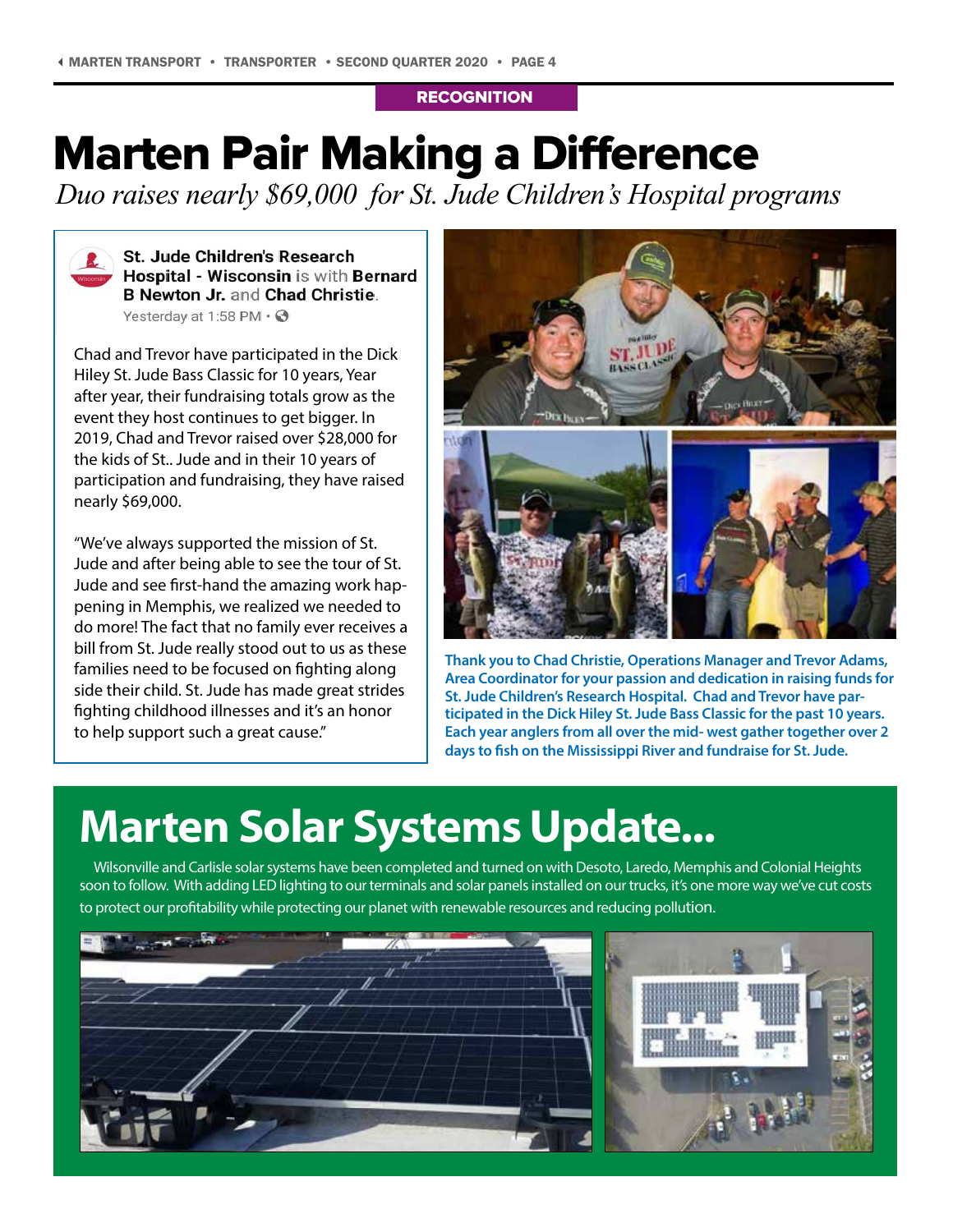RECOGNITION

# Marten Pair Making a Difference

*Duo raises nearly $69,000  for St. Jude Children's Hospital programs*

**St. Jude Children's Research Hospital - Wisconsin** is with **Bernard B Newton Jr.** and **Chad Christie**.
Yesterday at 1:58 PM ·

Chad and Trevor have participated in the Dick Hiley St. Jude Bass Classic for 10 years, Year after year, their fundraising totals grow as the event they host continues to get bigger. In 2019, Chad and Trevor raised over $28,000 for the kids of St.. Jude and in their 10 years of participation and fundraising, they have raised nearly $69,000.

"We've always supported the mission of St. Jude and after being able to see the tour of St. Jude and see first-hand the amazing work happening in Memphis, we realized we needed to do more! The fact that no family ever receives a bill from St. Jude really stood out to us as these families need to be focused on fighting along side their child. St. Jude has made great strides fighting childhood illnesses and it's an honor to help support such a great cause."

**Thank you to Chad Christie, Operations Manager and Trevor Adams, Area Coordinator for your passion and dedication in raising funds for St. Jude Children's Research Hospital. Chad and Trevor have participated in the Dick Hiley St. Jude Bass Classic for the past 10 years. Each year anglers from all over the mid- west gather together over 2 days to fish on the Mississippi River and fundraise for St. Jude.**

# Marten Solar Systems Update...

Wilsonville and Carlisle solar systems have been completed and turned on with Desoto, Laredo, Memphis and Colonial Heights soon to follow. With adding LED lighting to our terminals and solar panels installed on our trucks, it's one more way we've cut costs to protect our profitability while protecting our planet with renewable resources and reducing pollution.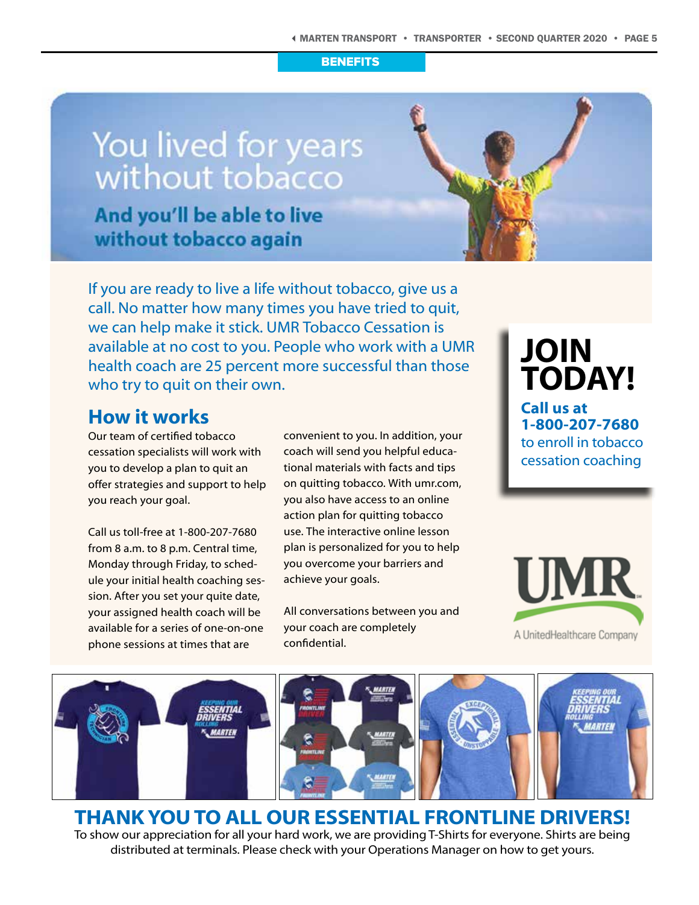BENEFITS

# You lived for years without tobacco

## And you'll be able to live without tobacco again

If you are ready to live a life without tobacco, give us a call. No matter how many times you have tried to quit, we can help make it stick. UMR Tobacco Cessation is available at no cost to you. People who work with a UMR health coach are 25 percent more successful than those who try to quit on their own.

## How it works

Our team of certified tobacco cessation specialists will work with you to develop a plan to quit an offer strategies and support to help you reach your goal.

Call us toll-free at 1-800-207-7680 from 8 a.m. to 8 p.m. Central time, Monday through Friday, to schedule your initial health coaching session. After you set your quite date, your assigned health coach will be available for a series of one-on-one phone sessions at times that are convenient to you. In addition, your coach will send you helpful educational materials with facts and tips on quitting tobacco. With umr.com, you also have access to an online action plan for quitting tobacco use. The interactive online lesson plan is personalized for you to help you overcome your barriers and achieve your goals.

All conversations between you and your coach are completely confidential.

## JOIN TODAY!

**Call us at 1-800-207-7680** to enroll in tobacco cessation coaching

UMR
A UnitedHealthcare Company

## THANK YOU TO ALL OUR ESSENTIAL FRONTLINE DRIVERS!

To show our appreciation for all your hard work, we are providing T-Shirts for everyone. Shirts are being distributed at terminals. Please check with your Operations Manager on how to get yours.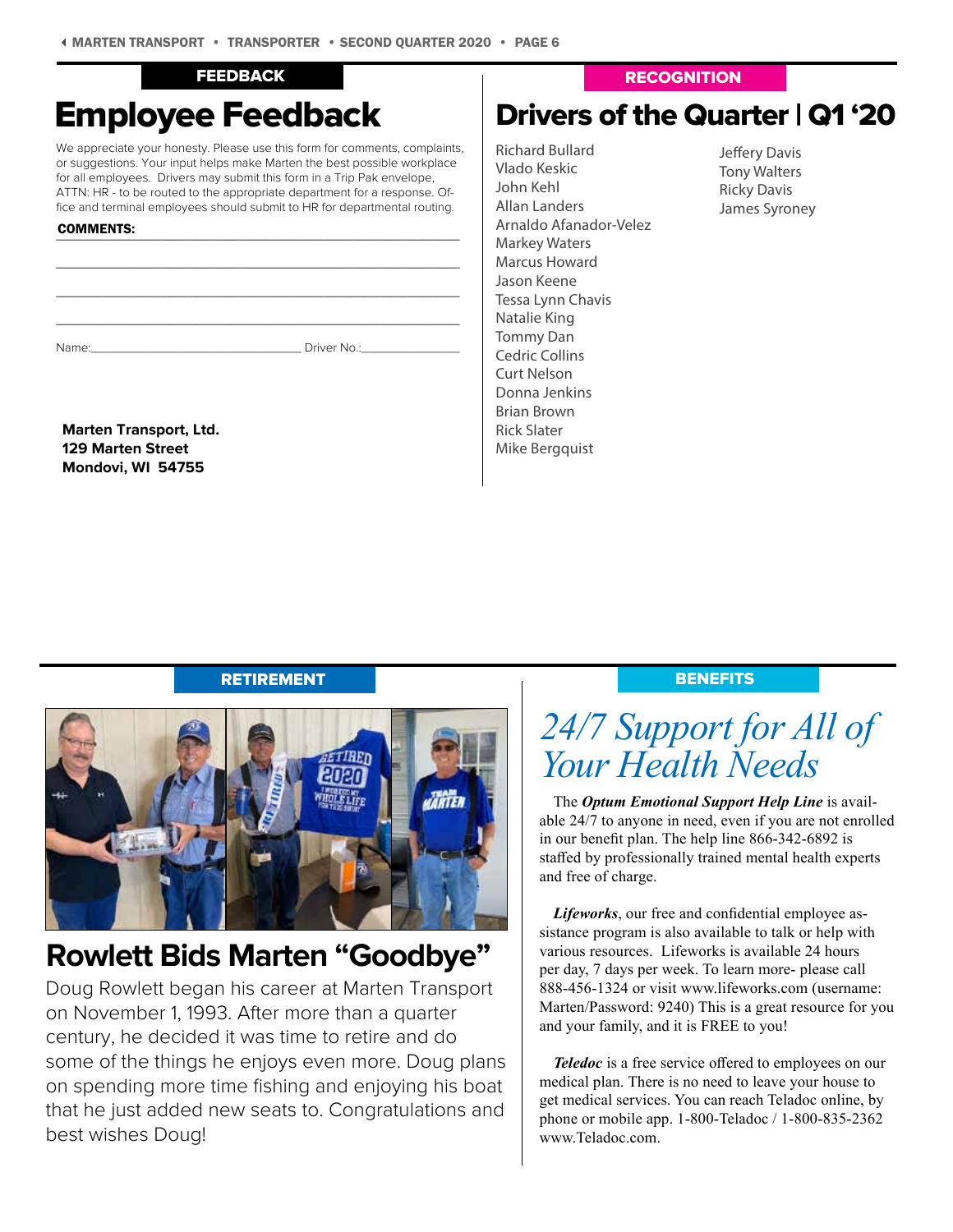FEEDBACK

# Employee Feedback

We appreciate your honesty. Please use this form for comments, complaints, or suggestions. Your input helps make Marten the best possible workplace for all employees. Drivers may submit this form in a Trip Pak envelope, ATTN: HR - to be routed to the appropriate department for a response. Office and terminal employees should submit to HR for departmental routing.

**COMMENTS:** ______________________________________________

______________________________________________

______________________________________________

______________________________________________

Name:______________________________ Driver No.:______________

**Marten Transport, Ltd.**
**129 Marten Street**
**Mondovi, WI 54755**

RECOGNITION

# Drivers of the Quarter | Q1 '20

Richard Bullard
Vlado Keskic
John Kehl
Allan Landers
Arnaldo Afanador-Velez
Markey Waters
Marcus Howard
Jason Keene
Tessa Lynn Chavis
Natalie King
Tommy Dan
Cedric Collins
Curt Nelson
Donna Jenkins
Brian Brown
Rick Slater
Mike Bergquist
Jeffery Davis
Tony Walters
Ricky Davis
James Syroney

RETIREMENT

# Rowlett Bids Marten "Goodbye"

Doug Rowlett began his career at Marten Transport on November 1, 1993. After more than a quarter century, he decided it was time to retire and do some of the things he enjoys even more. Doug plans on spending more time fishing and enjoying his boat that he just added new seats to. Congratulations and best wishes Doug!

BENEFITS

# *24/7 Support for All of Your Health Needs*

The ***Optum Emotional Support Help Line*** is available 24/7 to anyone in need, even if you are not enrolled in our benefit plan. The help line 866-342-6892 is staffed by professionally trained mental health experts and free of charge.

***Lifeworks***, our free and confidential employee assistance program is also available to talk or help with various resources. Lifeworks is available 24 hours per day, 7 days per week. To learn more- please call 888-456-1324 or visit www.lifeworks.com (username: Marten/Password: 9240) This is a great resource for you and your family, and it is FREE to you!

***Teledoc*** is a free service offered to employees on our medical plan. There is no need to leave your house to get medical services. You can reach Teladoc online, by phone or mobile app. 1-800-Teladoc / 1-800-835-2362 www.Teladoc.com.